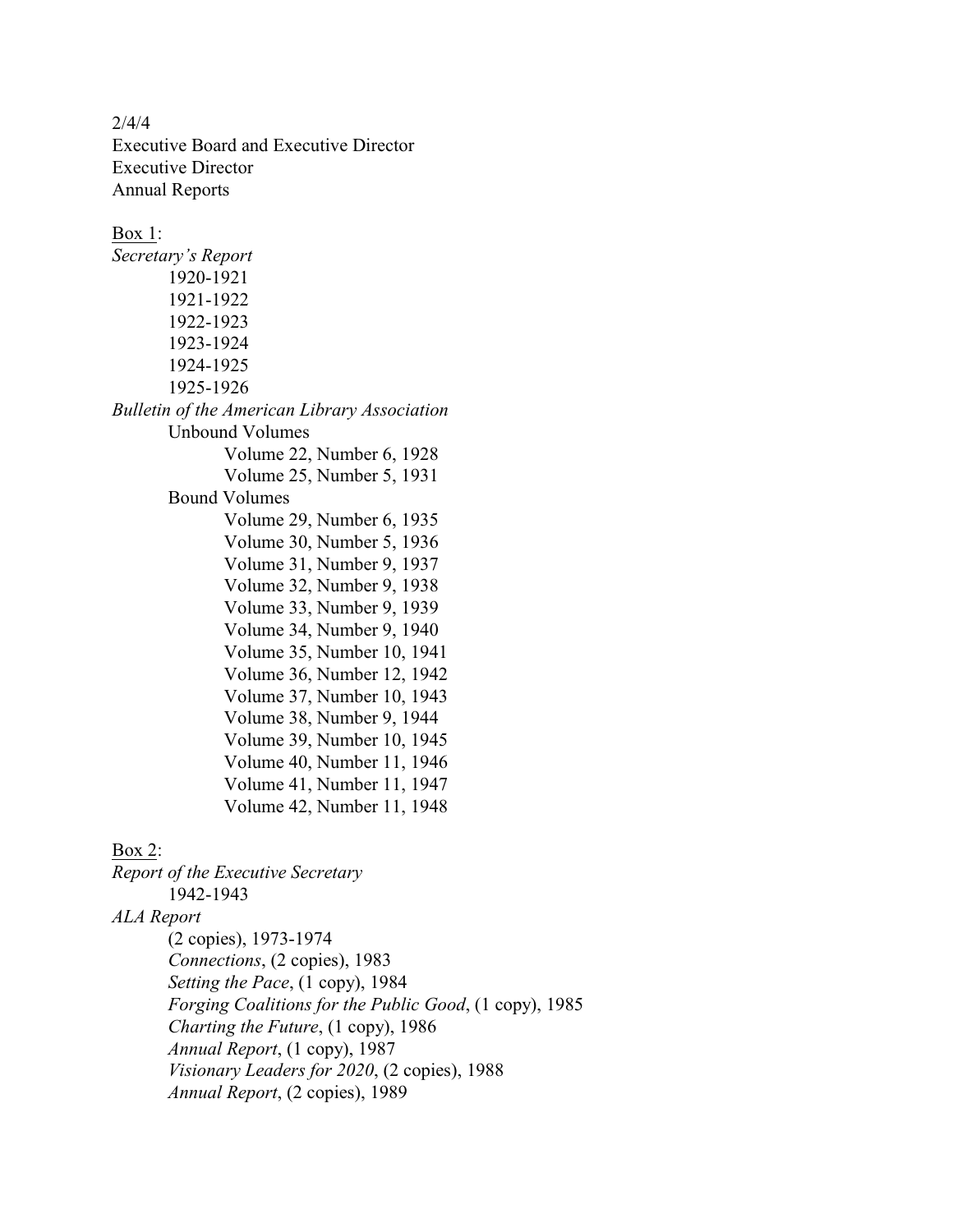2/4/4
Executive Board and Executive Director
Executive Director
Annual Reports

Box 1:

*Secretary's Report*

- 1920-1921
- 1921-1922
- 1922-1923
- 1923-1924
- 1924-1925
- 1925-1926

*Bulletin of the American Library Association*

- Unbound Volumes
  - Volume 22, Number 6, 1928
  - Volume 25, Number 5, 1931
- Bound Volumes
  - Volume 29, Number 6, 1935
  - Volume 30, Number 5, 1936
  - Volume 31, Number 9, 1937
  - Volume 32, Number 9, 1938
  - Volume 33, Number 9, 1939
  - Volume 34, Number 9, 1940
  - Volume 35, Number 10, 1941
  - Volume 36, Number 12, 1942
  - Volume 37, Number 10, 1943
  - Volume 38, Number 9, 1944
  - Volume 39, Number 10, 1945
  - Volume 40, Number 11, 1946
  - Volume 41, Number 11, 1947
  - Volume 42, Number 11, 1948

Box 2:

*Report of the Executive Secretary*

- 1942-1943

*ALA Report*

- (2 copies), 1973-1974
- *Connections*, (2 copies), 1983
- *Setting the Pace*, (1 copy), 1984
- *Forging Coalitions for the Public Good*, (1 copy), 1985
- *Charting the Future*, (1 copy), 1986
- *Annual Report*, (1 copy), 1987
- *Visionary Leaders for 2020*, (2 copies), 1988
- *Annual Report*, (2 copies), 1989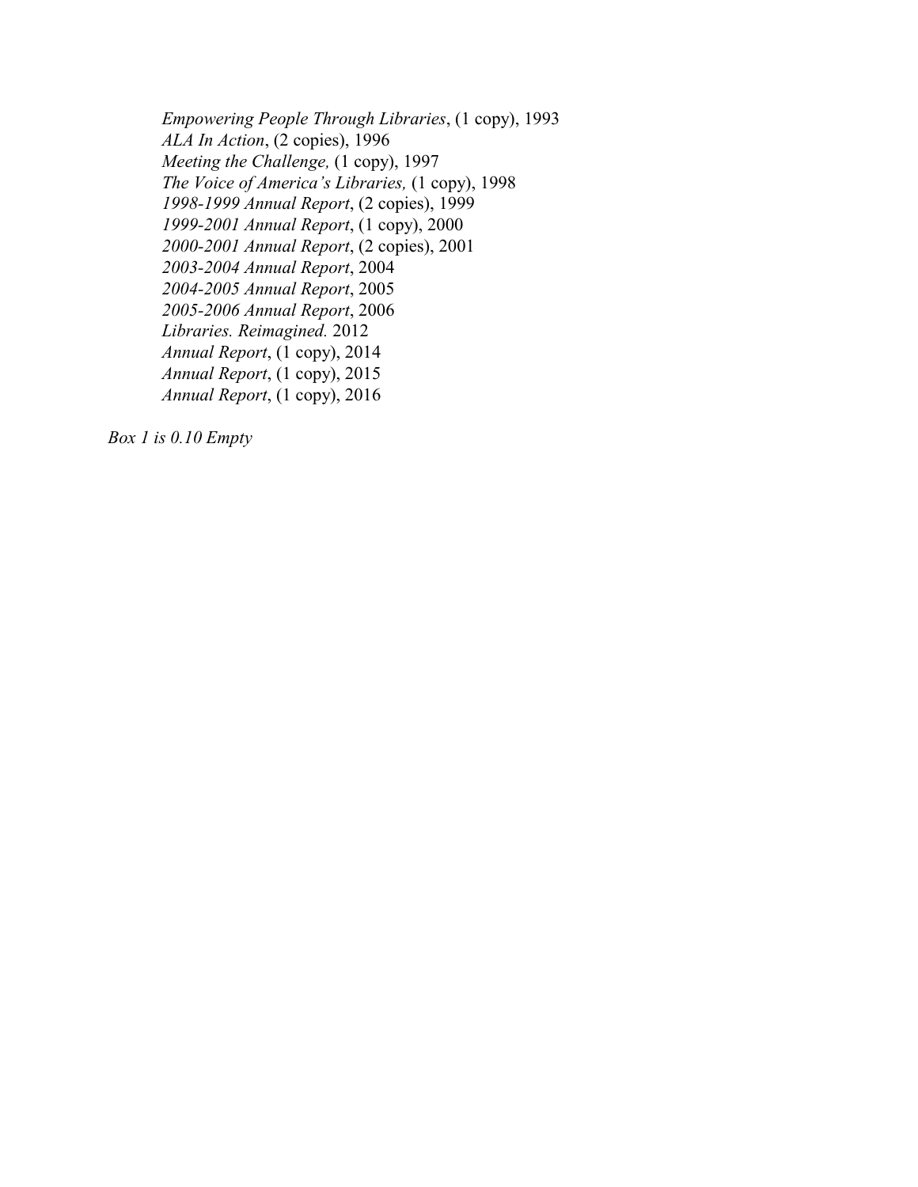*Empowering People Through Libraries*, (1 copy), 1993
*ALA In Action*, (2 copies), 1996
*Meeting the Challenge,* (1 copy), 1997
*The Voice of America's Libraries,* (1 copy), 1998
*1998-1999 Annual Report*, (2 copies), 1999
*1999-2001 Annual Report*, (1 copy), 2000
*2000-2001 Annual Report*, (2 copies), 2001
*2003-2004 Annual Report*, 2004
*2004-2005 Annual Report*, 2005
*2005-2006 Annual Report*, 2006
*Libraries. Reimagined.* 2012
*Annual Report*, (1 copy), 2014
*Annual Report*, (1 copy), 2015
*Annual Report*, (1 copy), 2016

*Box 1 is 0.10 Empty*